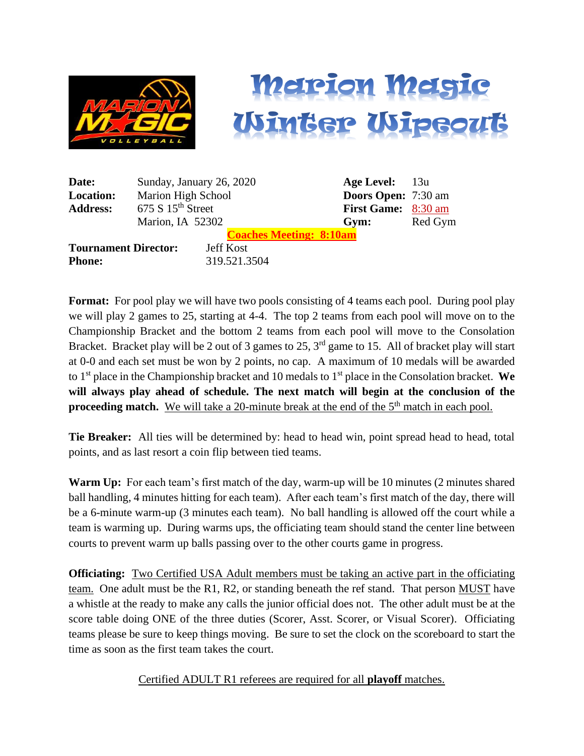# Marion Magic Winter Wipeout

| | | | |
|---|---|---|---|
| **Date:** | Sunday, January 26, 2020 | **Age Level:** | 13u |
| **Location:** | Marion High School | **Doors Open:** | 7:30 am |
| **Address:** | 675 S 15th Street | **First Game:** | 8:30 am |
| | Marion, IA 52302 | **Gym:** | Red Gym |

**Coaches Meeting: 8:10am**

**Tournament Director:** Jeff Kost
**Phone:** 319.521.3504

**Format:** For pool play we will have two pools consisting of 4 teams each pool. During pool play we will play 2 games to 25, starting at 4-4. The top 2 teams from each pool will move on to the Championship Bracket and the bottom 2 teams from each pool will move to the Consolation Bracket. Bracket play will be 2 out of 3 games to 25, 3rd game to 15. All of bracket play will start at 0-0 and each set must be won by 2 points, no cap. A maximum of 10 medals will be awarded to 1st place in the Championship bracket and 10 medals to 1st place in the Consolation bracket. **We will always play ahead of schedule. The next match will begin at the conclusion of the proceeding match.** We will take a 20-minute break at the end of the 5th match in each pool.

**Tie Breaker:** All ties will be determined by: head to head win, point spread head to head, total points, and as last resort a coin flip between tied teams.

**Warm Up:** For each team's first match of the day, warm-up will be 10 minutes (2 minutes shared ball handling, 4 minutes hitting for each team). After each team's first match of the day, there will be a 6-minute warm-up (3 minutes each team). No ball handling is allowed off the court while a team is warming up. During warms ups, the officiating team should stand the center line between courts to prevent warm up balls passing over to the other courts game in progress.

**Officiating:** Two Certified USA Adult members must be taking an active part in the officiating team. One adult must be the R1, R2, or standing beneath the ref stand. That person MUST have a whistle at the ready to make any calls the junior official does not. The other adult must be at the score table doing ONE of the three duties (Scorer, Asst. Scorer, or Visual Scorer). Officiating teams please be sure to keep things moving. Be sure to set the clock on the scoreboard to start the time as soon as the first team takes the court.

Certified ADULT R1 referees are required for all **playoff** matches.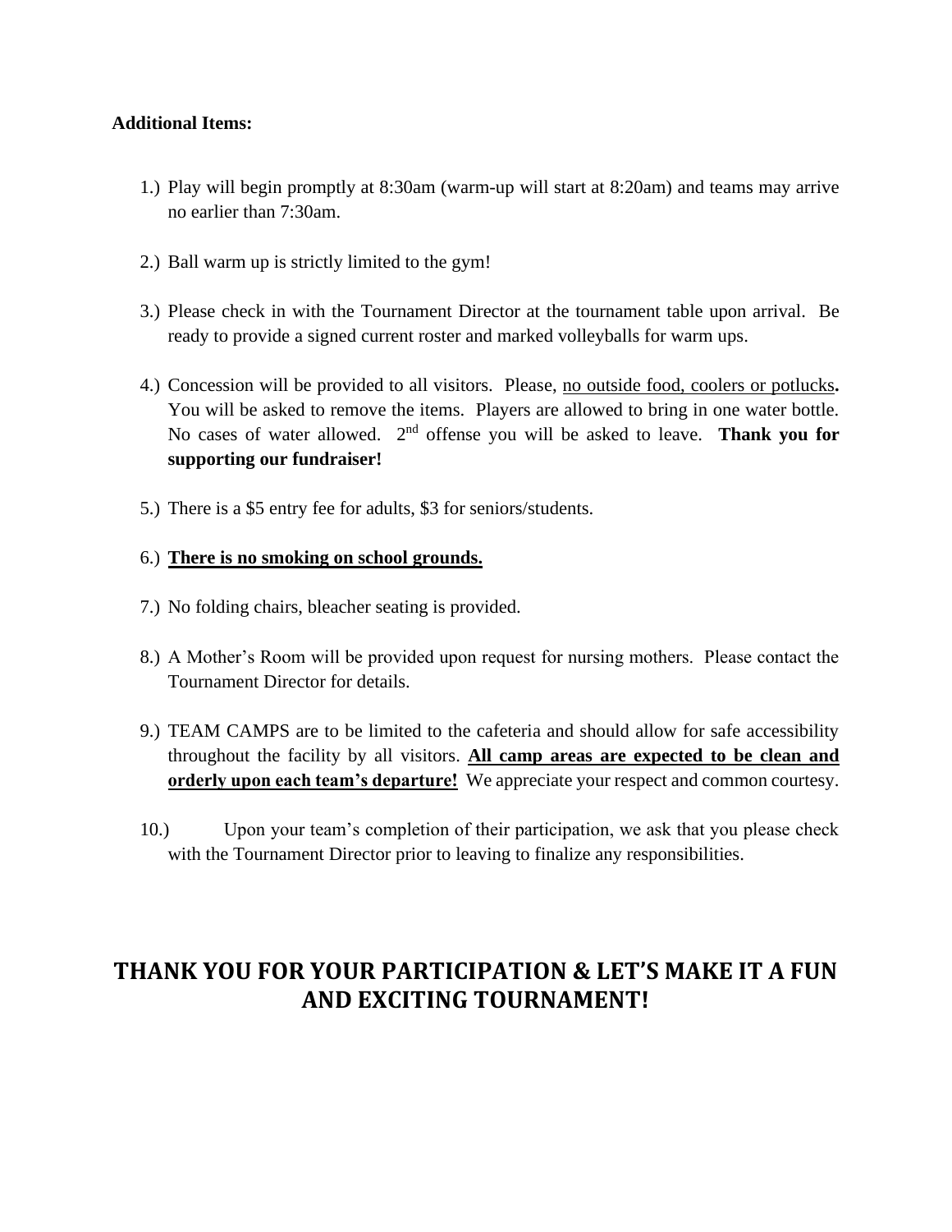**Additional Items:**

1.) Play will begin promptly at 8:30am (warm-up will start at 8:20am) and teams may arrive no earlier than 7:30am.

2.) Ball warm up is strictly limited to the gym!

3.) Please check in with the Tournament Director at the tournament table upon arrival. Be ready to provide a signed current roster and marked volleyballs for warm ups.

4.) Concession will be provided to all visitors. Please, <u>no outside food, coolers or potlucks</u>**.** You will be asked to remove the items. Players are allowed to bring in one water bottle. No cases of water allowed. 2nd offense you will be asked to leave. **Thank you for supporting our fundraiser!**

5.) There is a $5 entry fee for adults, $3 for seniors/students.

6.) **<u>There is no smoking on school grounds.</u>**

7.) No folding chairs, bleacher seating is provided.

8.) A Mother's Room will be provided upon request for nursing mothers. Please contact the Tournament Director for details.

9.) TEAM CAMPS are to be limited to the cafeteria and should allow for safe accessibility throughout the facility by all visitors. **<u>All camp areas are expected to be clean and orderly upon each team's departure!</u>** We appreciate your respect and common courtesy.

10.) Upon your team's completion of their participation, we ask that you please check with the Tournament Director prior to leaving to finalize any responsibilities.

## THANK YOU FOR YOUR PARTICIPATION & LET'S MAKE IT A FUN AND EXCITING TOURNAMENT!